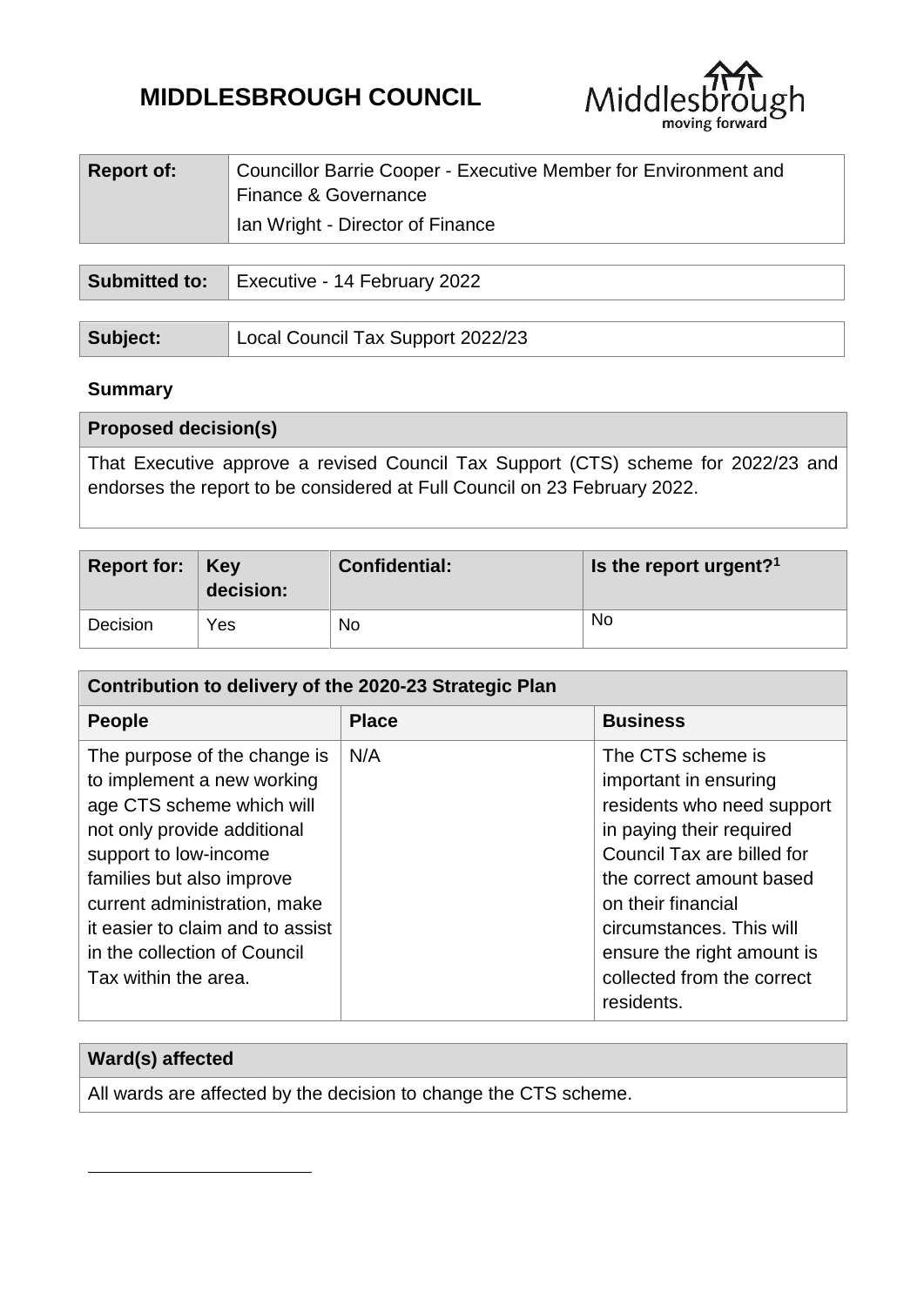# MIDDLESBROUGH COUNCIL

| Report of: | Councillor Barrie Cooper - Executive Member for Environment and Finance & Governance<br>Ian Wright - Director of Finance |
|---|---|

| Submitted to: | Executive - 14 February 2022 |
|---|---|

| Subject: | Local Council Tax Support 2022/23 |
|---|---|

## Summary

| Proposed decision(s) |
|---|
| That Executive approve a revised Council Tax Support (CTS) scheme for 2022/23 and endorses the report to be considered at Full Council on 23 February 2022. |

| Report for: | Key decision: | Confidential: | Is the report urgent?[1] |
|---|---|---|---|
| Decision | Yes | No | No |

| Contribution to delivery of the 2020-23 Strategic Plan | | |
|---|---|---|
| **People** | **Place** | **Business** |
| The purpose of the change is to implement a new working age CTS scheme which will not only provide additional support to low-income families but also improve current administration, make it easier to claim and to assist in the collection of Council Tax within the area. | N/A | The CTS scheme is important in ensuring residents who need support in paying their required Council Tax are billed for the correct amount based on their financial circumstances. This will ensure the right amount is collected from the correct residents. |

| Ward(s) affected |
|---|
| All wards are affected by the decision to change the CTS scheme. |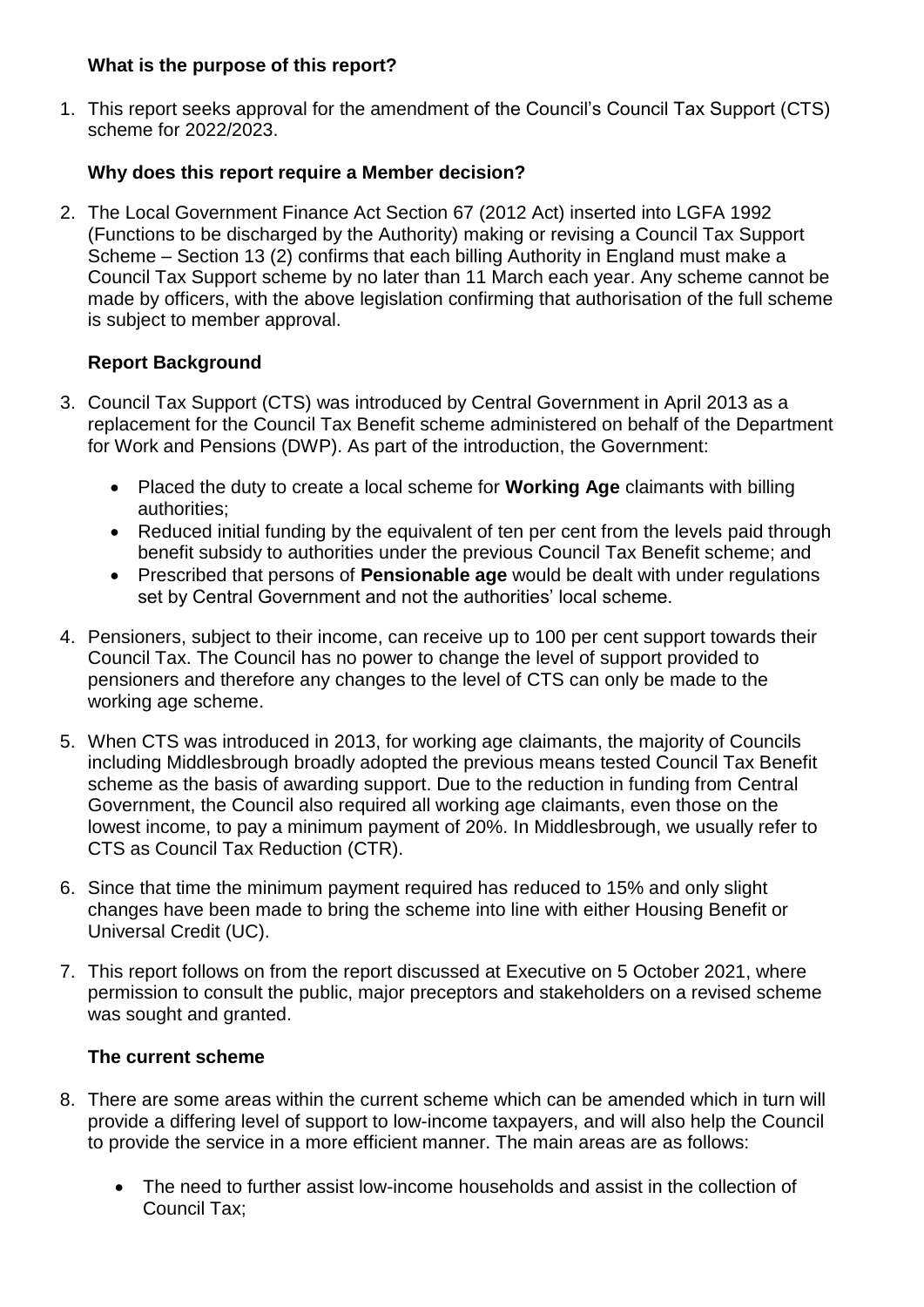**What is the purpose of this report?**

1. This report seeks approval for the amendment of the Council's Council Tax Support (CTS) scheme for 2022/2023.

**Why does this report require a Member decision?**

2. The Local Government Finance Act Section 67 (2012 Act) inserted into LGFA 1992 (Functions to be discharged by the Authority) making or revising a Council Tax Support Scheme – Section 13 (2) confirms that each billing Authority in England must make a Council Tax Support scheme by no later than 11 March each year. Any scheme cannot be made by officers, with the above legislation confirming that authorisation of the full scheme is subject to member approval.

**Report Background**

3. Council Tax Support (CTS) was introduced by Central Government in April 2013 as a replacement for the Council Tax Benefit scheme administered on behalf of the Department for Work and Pensions (DWP). As part of the introduction, the Government:

   - Placed the duty to create a local scheme for **Working Age** claimants with billing authorities;
   - Reduced initial funding by the equivalent of ten per cent from the levels paid through benefit subsidy to authorities under the previous Council Tax Benefit scheme; and
   - Prescribed that persons of **Pensionable age** would be dealt with under regulations set by Central Government and not the authorities' local scheme.

4. Pensioners, subject to their income, can receive up to 100 per cent support towards their Council Tax. The Council has no power to change the level of support provided to pensioners and therefore any changes to the level of CTS can only be made to the working age scheme.

5. When CTS was introduced in 2013, for working age claimants, the majority of Councils including Middlesbrough broadly adopted the previous means tested Council Tax Benefit scheme as the basis of awarding support. Due to the reduction in funding from Central Government, the Council also required all working age claimants, even those on the lowest income, to pay a minimum payment of 20%. In Middlesbrough, we usually refer to CTS as Council Tax Reduction (CTR).

6. Since that time the minimum payment required has reduced to 15% and only slight changes have been made to bring the scheme into line with either Housing Benefit or Universal Credit (UC).

7. This report follows on from the report discussed at Executive on 5 October 2021, where permission to consult the public, major preceptors and stakeholders on a revised scheme was sought and granted.

**The current scheme**

8. There are some areas within the current scheme which can be amended which in turn will provide a differing level of support to low-income taxpayers, and will also help the Council to provide the service in a more efficient manner. The main areas are as follows:

   - The need to further assist low-income households and assist in the collection of Council Tax;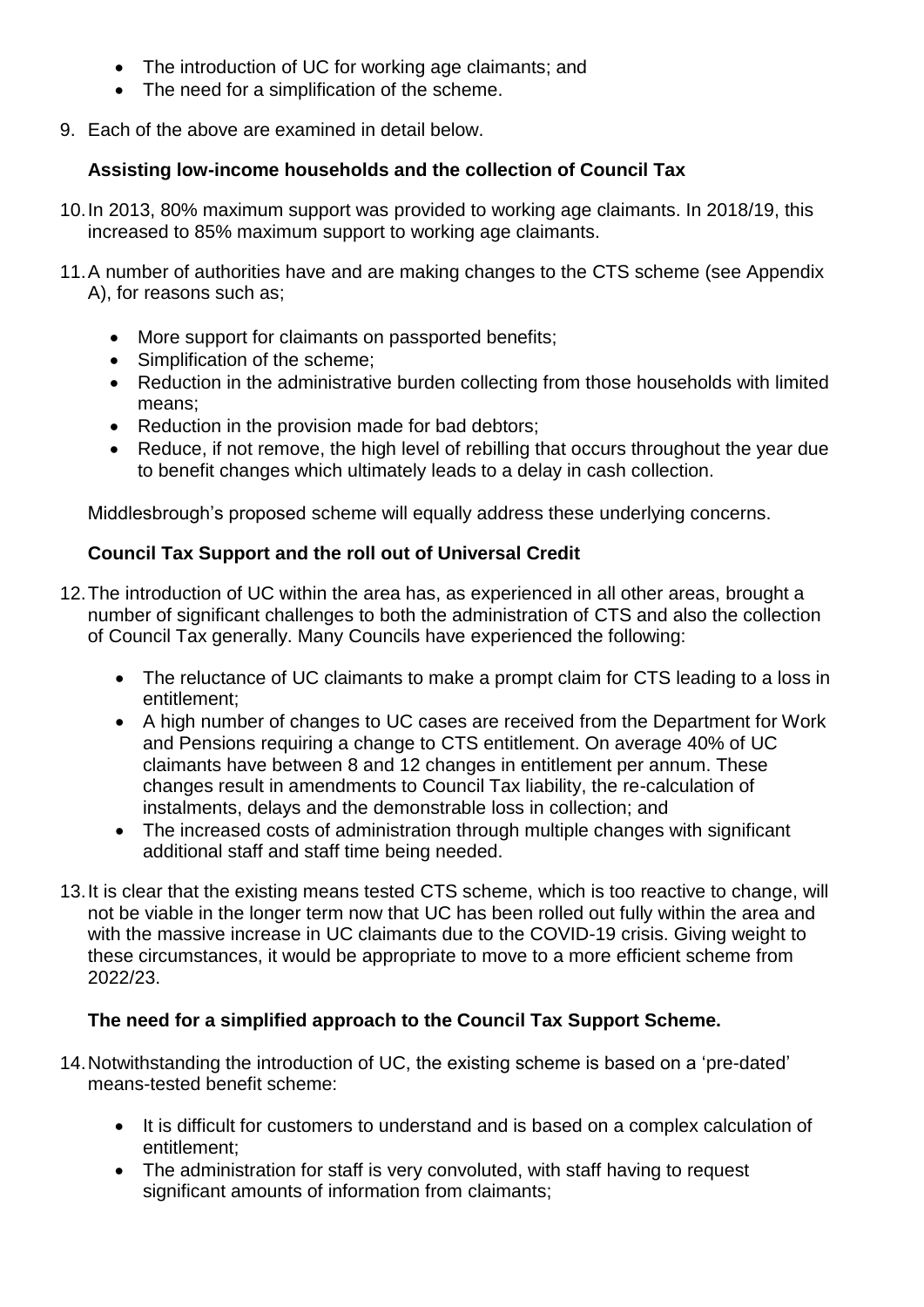- The introduction of UC for working age claimants; and
- The need for a simplification of the scheme.

9. Each of the above are examined in detail below.

**Assisting low-income households and the collection of Council Tax**

10. In 2013, 80% maximum support was provided to working age claimants. In 2018/19, this increased to 85% maximum support to working age claimants.

11. A number of authorities have and are making changes to the CTS scheme (see Appendix A), for reasons such as;

    - More support for claimants on passported benefits;
    - Simplification of the scheme;
    - Reduction in the administrative burden collecting from those households with limited means;
    - Reduction in the provision made for bad debtors;
    - Reduce, if not remove, the high level of rebilling that occurs throughout the year due to benefit changes which ultimately leads to a delay in cash collection.

    Middlesbrough's proposed scheme will equally address these underlying concerns.

**Council Tax Support and the roll out of Universal Credit**

12. The introduction of UC within the area has, as experienced in all other areas, brought a number of significant challenges to both the administration of CTS and also the collection of Council Tax generally. Many Councils have experienced the following:

    - The reluctance of UC claimants to make a prompt claim for CTS leading to a loss in entitlement;
    - A high number of changes to UC cases are received from the Department for Work and Pensions requiring a change to CTS entitlement. On average 40% of UC claimants have between 8 and 12 changes in entitlement per annum. These changes result in amendments to Council Tax liability, the re-calculation of instalments, delays and the demonstrable loss in collection; and
    - The increased costs of administration through multiple changes with significant additional staff and staff time being needed.

13. It is clear that the existing means tested CTS scheme, which is too reactive to change, will not be viable in the longer term now that UC has been rolled out fully within the area and with the massive increase in UC claimants due to the COVID-19 crisis. Giving weight to these circumstances, it would be appropriate to move to a more efficient scheme from 2022/23.

**The need for a simplified approach to the Council Tax Support Scheme.**

14. Notwithstanding the introduction of UC, the existing scheme is based on a 'pre-dated' means-tested benefit scheme:

    - It is difficult for customers to understand and is based on a complex calculation of entitlement;
    - The administration for staff is very convoluted, with staff having to request significant amounts of information from claimants;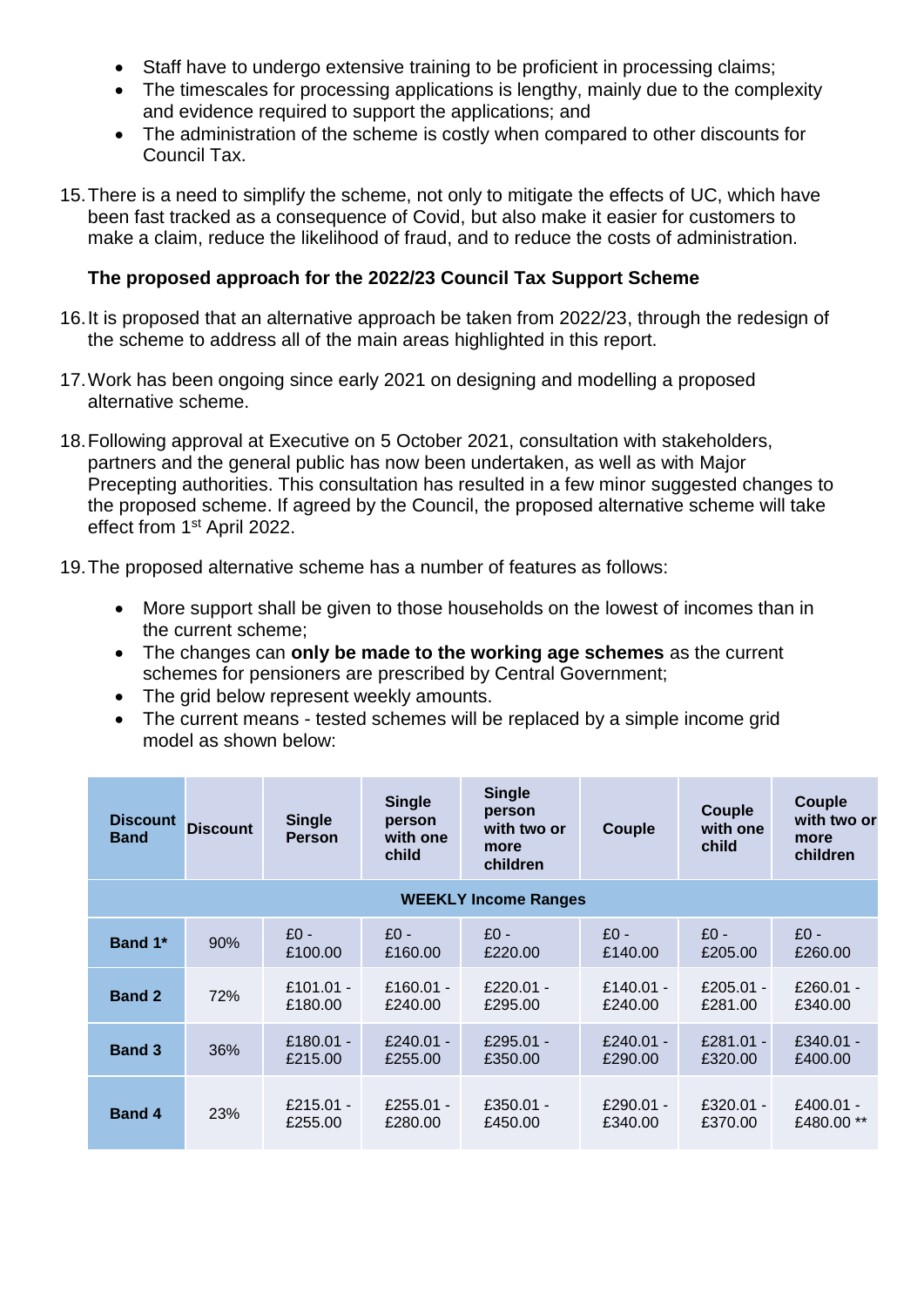- Staff have to undergo extensive training to be proficient in processing claims;
- The timescales for processing applications is lengthy, mainly due to the complexity and evidence required to support the applications; and
- The administration of the scheme is costly when compared to other discounts for Council Tax.

15. There is a need to simplify the scheme, not only to mitigate the effects of UC, which have been fast tracked as a consequence of Covid, but also make it easier for customers to make a claim, reduce the likelihood of fraud, and to reduce the costs of administration.

**The proposed approach for the 2022/23 Council Tax Support Scheme**

16. It is proposed that an alternative approach be taken from 2022/23, through the redesign of the scheme to address all of the main areas highlighted in this report.

17. Work has been ongoing since early 2021 on designing and modelling a proposed alternative scheme.

18. Following approval at Executive on 5 October 2021, consultation with stakeholders, partners and the general public has now been undertaken, as well as with Major Precepting authorities. This consultation has resulted in a few minor suggested changes to the proposed scheme. If agreed by the Council, the proposed alternative scheme will take effect from 1st April 2022.

19. The proposed alternative scheme has a number of features as follows:

- More support shall be given to those households on the lowest of incomes than in the current scheme;
- The changes can **only be made to the working age schemes** as the current schemes for pensioners are prescribed by Central Government;
- The grid below represent weekly amounts.
- The current means - tested schemes will be replaced by a simple income grid model as shown below:

| Discount Band | Discount | Single Person | Single person with one child | Single person with two or more children | Couple | Couple with one child | Couple with two or more children |
|---|---|---|---|---|---|---|---|
| **WEEKLY Income Ranges** | | | | | | | |
| **Band 1*** | 90% | £0 - £100.00 | £0 - £160.00 | £0 - £220.00 | £0 - £140.00 | £0 - £205.00 | £0 - £260.00 |
| **Band 2** | 72% | £101.01 - £180.00 | £160.01 - £240.00 | £220.01 - £295.00 | £140.01 - £240.00 | £205.01 - £281.00 | £260.01 - £340.00 |
| **Band 3** | 36% | £180.01 - £215.00 | £240.01 - £255.00 | £295.01 - £350.00 | £240.01 - £290.00 | £281.01 - £320.00 | £340.01 - £400.00 |
| **Band 4** | 23% | £215.01 - £255.00 | £255.01 - £280.00 | £350.01 - £450.00 | £290.01 - £340.00 | £320.01 - £370.00 | £400.01 - £480.00 ** |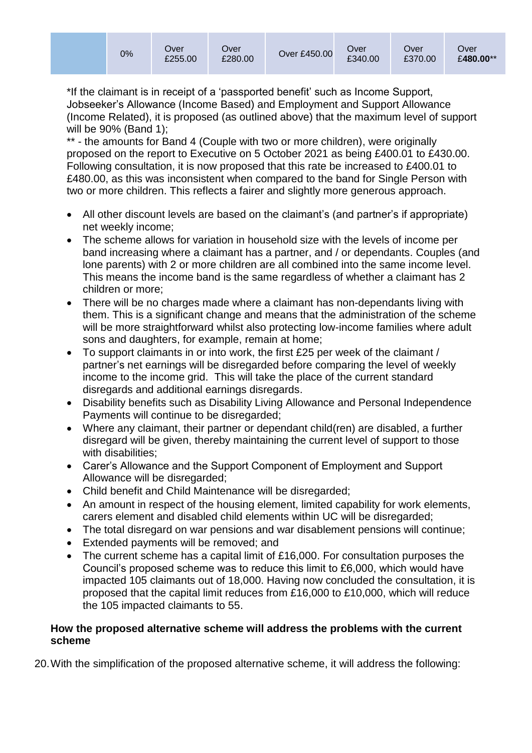| | 0% | Over £255.00 | Over £280.00 | Over £450.00 | Over £340.00 | Over £370.00 | Over **£480.00**** |
|---|---|---|---|---|---|---|---|

*If the claimant is in receipt of a 'passported benefit' such as Income Support, Jobseeker's Allowance (Income Based) and Employment and Support Allowance (Income Related), it is proposed (as outlined above) that the maximum level of support will be 90% (Band 1);

** - the amounts for Band 4 (Couple with two or more children), were originally proposed on the report to Executive on 5 October 2021 as being £400.01 to £430.00. Following consultation, it is now proposed that this rate be increased to £400.01 to £480.00, as this was inconsistent when compared to the band for Single Person with two or more children. This reflects a fairer and slightly more generous approach.

- All other discount levels are based on the claimant's (and partner's if appropriate) net weekly income;
- The scheme allows for variation in household size with the levels of income per band increasing where a claimant has a partner, and / or dependants. Couples (and lone parents) with 2 or more children are all combined into the same income level. This means the income band is the same regardless of whether a claimant has 2 children or more;
- There will be no charges made where a claimant has non-dependants living with them. This is a significant change and means that the administration of the scheme will be more straightforward whilst also protecting low-income families where adult sons and daughters, for example, remain at home;
- To support claimants in or into work, the first £25 per week of the claimant / partner's net earnings will be disregarded before comparing the level of weekly income to the income grid. This will take the place of the current standard disregards and additional earnings disregards.
- Disability benefits such as Disability Living Allowance and Personal Independence Payments will continue to be disregarded;
- Where any claimant, their partner or dependant child(ren) are disabled, a further disregard will be given, thereby maintaining the current level of support to those with disabilities;
- Carer's Allowance and the Support Component of Employment and Support Allowance will be disregarded;
- Child benefit and Child Maintenance will be disregarded;
- An amount in respect of the housing element, limited capability for work elements, carers element and disabled child elements within UC will be disregarded;
- The total disregard on war pensions and war disablement pensions will continue;
- Extended payments will be removed; and
- The current scheme has a capital limit of £16,000. For consultation purposes the Council's proposed scheme was to reduce this limit to £6,000, which would have impacted 105 claimants out of 18,000. Having now concluded the consultation, it is proposed that the capital limit reduces from £16,000 to £10,000, which will reduce the 105 impacted claimants to 55.

**How the proposed alternative scheme will address the problems with the current scheme**

20. With the simplification of the proposed alternative scheme, it will address the following: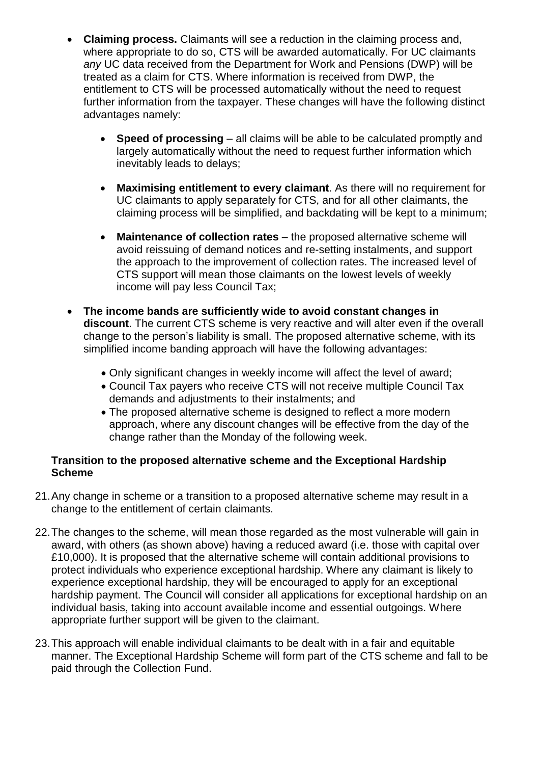- **Claiming process.** Claimants will see a reduction in the claiming process and, where appropriate to do so, CTS will be awarded automatically. For UC claimants *any* UC data received from the Department for Work and Pensions (DWP) will be treated as a claim for CTS. Where information is received from DWP, the entitlement to CTS will be processed automatically without the need to request further information from the taxpayer. These changes will have the following distinct advantages namely:

    - **Speed of processing** – all claims will be able to be calculated promptly and largely automatically without the need to request further information which inevitably leads to delays;

    - **Maximising entitlement to every claimant**. As there will no requirement for UC claimants to apply separately for CTS, and for all other claimants, the claiming process will be simplified, and backdating will be kept to a minimum;

    - **Maintenance of collection rates** – the proposed alternative scheme will avoid reissuing of demand notices and re-setting instalments, and support the approach to the improvement of collection rates. The increased level of CTS support will mean those claimants on the lowest levels of weekly income will pay less Council Tax;

- **The income bands are sufficiently wide to avoid constant changes in discount**. The current CTS scheme is very reactive and will alter even if the overall change to the person's liability is small. The proposed alternative scheme, with its simplified income banding approach will have the following advantages:

    - Only significant changes in weekly income will affect the level of award;
    - Council Tax payers who receive CTS will not receive multiple Council Tax demands and adjustments to their instalments; and
    - The proposed alternative scheme is designed to reflect a more modern approach, where any discount changes will be effective from the day of the change rather than the Monday of the following week.

**Transition to the proposed alternative scheme and the Exceptional Hardship Scheme**

21. Any change in scheme or a transition to a proposed alternative scheme may result in a change to the entitlement of certain claimants.

22. The changes to the scheme, will mean those regarded as the most vulnerable will gain in award, with others (as shown above) having a reduced award (i.e. those with capital over £10,000). It is proposed that the alternative scheme will contain additional provisions to protect individuals who experience exceptional hardship. Where any claimant is likely to experience exceptional hardship, they will be encouraged to apply for an exceptional hardship payment. The Council will consider all applications for exceptional hardship on an individual basis, taking into account available income and essential outgoings. Where appropriate further support will be given to the claimant.

23. This approach will enable individual claimants to be dealt with in a fair and equitable manner. The Exceptional Hardship Scheme will form part of the CTS scheme and fall to be paid through the Collection Fund.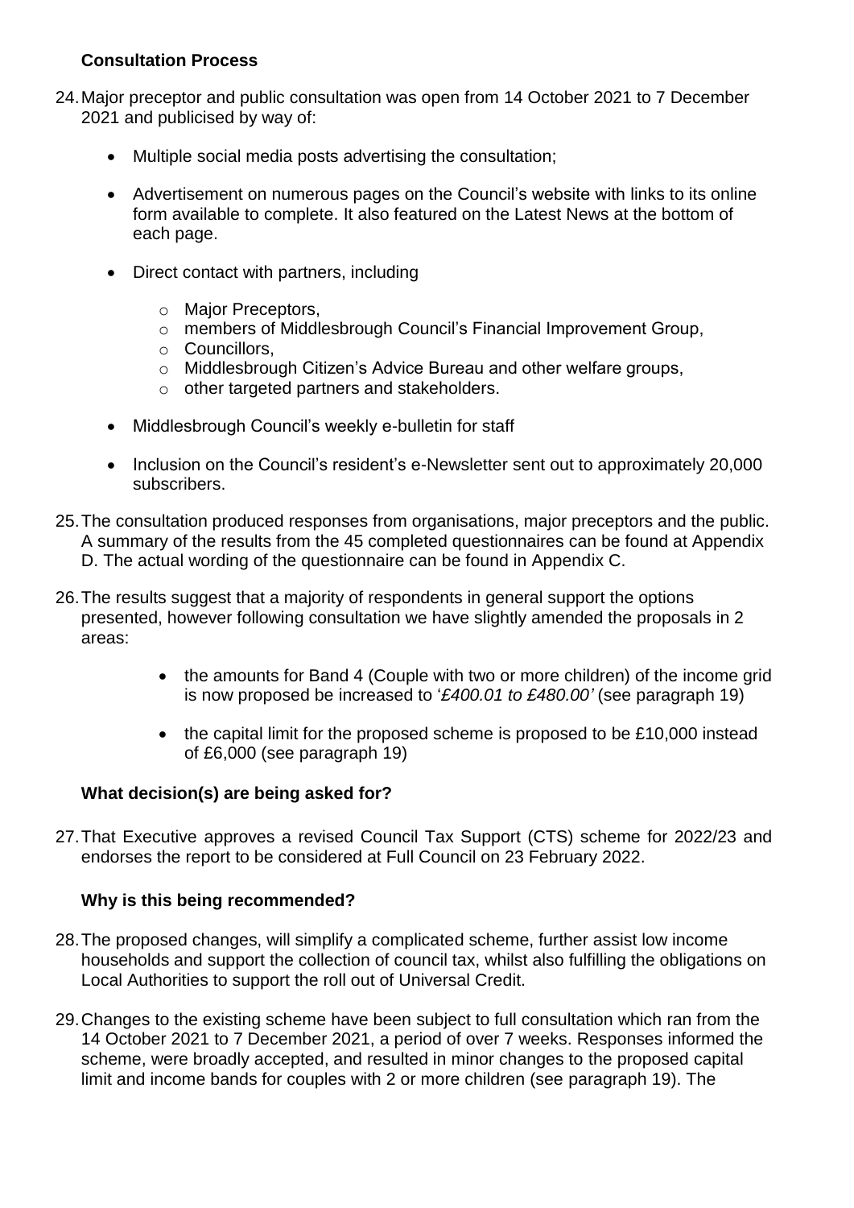### Consultation Process

24. Major preceptor and public consultation was open from 14 October 2021 to 7 December 2021 and publicised by way of:

    - Multiple social media posts advertising the consultation;
    - Advertisement on numerous pages on the Council's website with links to its online form available to complete. It also featured on the Latest News at the bottom of each page.
    - Direct contact with partners, including
        - Major Preceptors,
        - members of Middlesbrough Council's Financial Improvement Group,
        - Councillors,
        - Middlesbrough Citizen's Advice Bureau and other welfare groups,
        - other targeted partners and stakeholders.
    - Middlesbrough Council's weekly e-bulletin for staff
    - Inclusion on the Council's resident's e-Newsletter sent out to approximately 20,000 subscribers.

25. The consultation produced responses from organisations, major preceptors and the public. A summary of the results from the 45 completed questionnaires can be found at Appendix D. The actual wording of the questionnaire can be found in Appendix C.

26. The results suggest that a majority of respondents in general support the options presented, however following consultation we have slightly amended the proposals in 2 areas:

    - the amounts for Band 4 (Couple with two or more children) of the income grid is now proposed be increased to '*£400.01 to £480.00'* (see paragraph 19)
    - the capital limit for the proposed scheme is proposed to be £10,000 instead of £6,000 (see paragraph 19)

### What decision(s) are being asked for?

27. That Executive approves a revised Council Tax Support (CTS) scheme for 2022/23 and endorses the report to be considered at Full Council on 23 February 2022.

### Why is this being recommended?

28. The proposed changes, will simplify a complicated scheme, further assist low income households and support the collection of council tax, whilst also fulfilling the obligations on Local Authorities to support the roll out of Universal Credit.

29. Changes to the existing scheme have been subject to full consultation which ran from the 14 October 2021 to 7 December 2021, a period of over 7 weeks. Responses informed the scheme, were broadly accepted, and resulted in minor changes to the proposed capital limit and income bands for couples with 2 or more children (see paragraph 19). The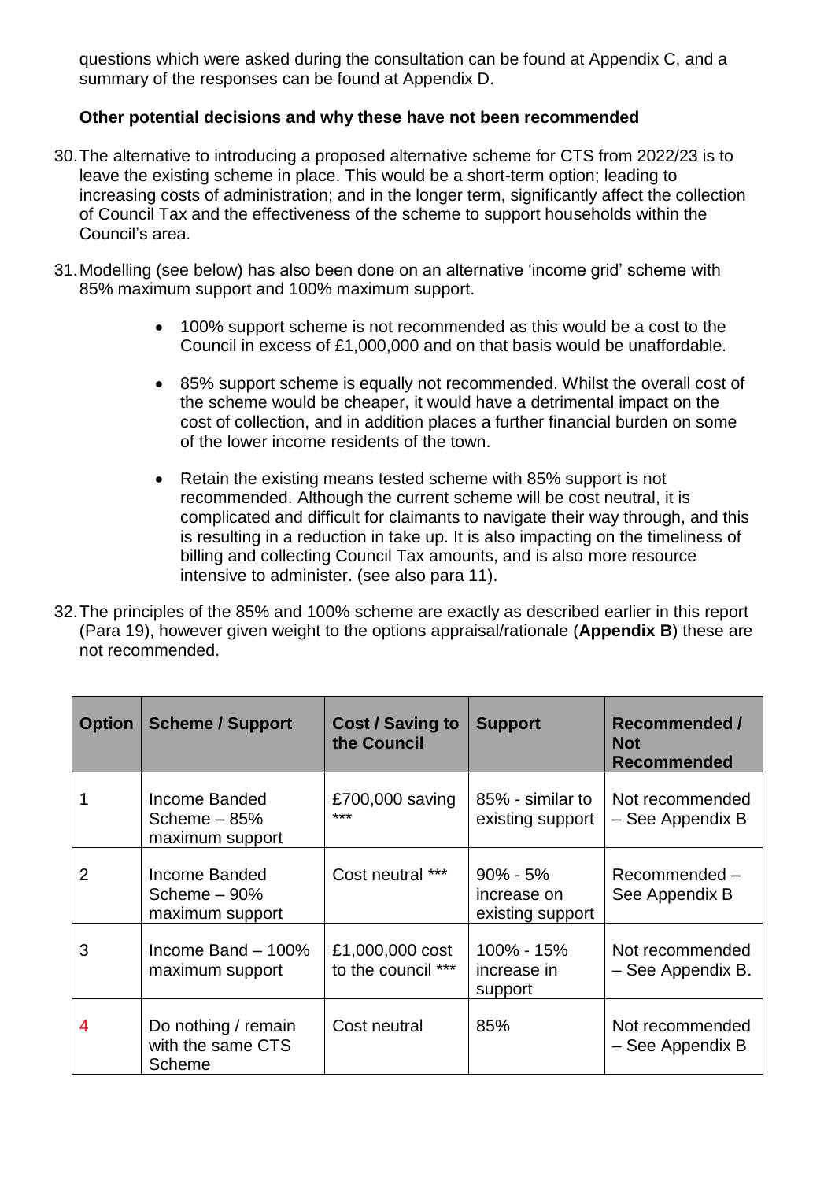questions which were asked during the consultation can be found at Appendix C, and a summary of the responses can be found at Appendix D.

**Other potential decisions and why these have not been recommended**

30. The alternative to introducing a proposed alternative scheme for CTS from 2022/23 is to leave the existing scheme in place. This would be a short-term option; leading to increasing costs of administration; and in the longer term, significantly affect the collection of Council Tax and the effectiveness of the scheme to support households within the Council's area.

31. Modelling (see below) has also been done on an alternative 'income grid' scheme with 85% maximum support and 100% maximum support.

    - 100% support scheme is not recommended as this would be a cost to the Council in excess of £1,000,000 and on that basis would be unaffordable.
    - 85% support scheme is equally not recommended. Whilst the overall cost of the scheme would be cheaper, it would have a detrimental impact on the cost of collection, and in addition places a further financial burden on some of the lower income residents of the town.
    - Retain the existing means tested scheme with 85% support is not recommended. Although the current scheme will be cost neutral, it is complicated and difficult for claimants to navigate their way through, and this is resulting in a reduction in take up. It is also impacting on the timeliness of billing and collecting Council Tax amounts, and is also more resource intensive to administer. (see also para 11).

32. The principles of the 85% and 100% scheme are exactly as described earlier in this report (Para 19), however given weight to the options appraisal/rationale (**Appendix B**) these are not recommended.

| Option | Scheme / Support | Cost / Saving to the Council | Support | Recommended / Not Recommended |
|---|---|---|---|---|
| 1 | Income Banded Scheme – 85% maximum support | £700,000 saving *** | 85% - similar to existing support | Not recommended – See Appendix B |
| 2 | Income Banded Scheme – 90% maximum support | Cost neutral *** | 90% - 5% increase on existing support | Recommended – See Appendix B |
| 3 | Income Band – 100% maximum support | £1,000,000 cost to the council *** | 100% - 15% increase in support | Not recommended – See Appendix B. |
| 4 | Do nothing / remain with the same CTS Scheme | Cost neutral | 85% | Not recommended – See Appendix B |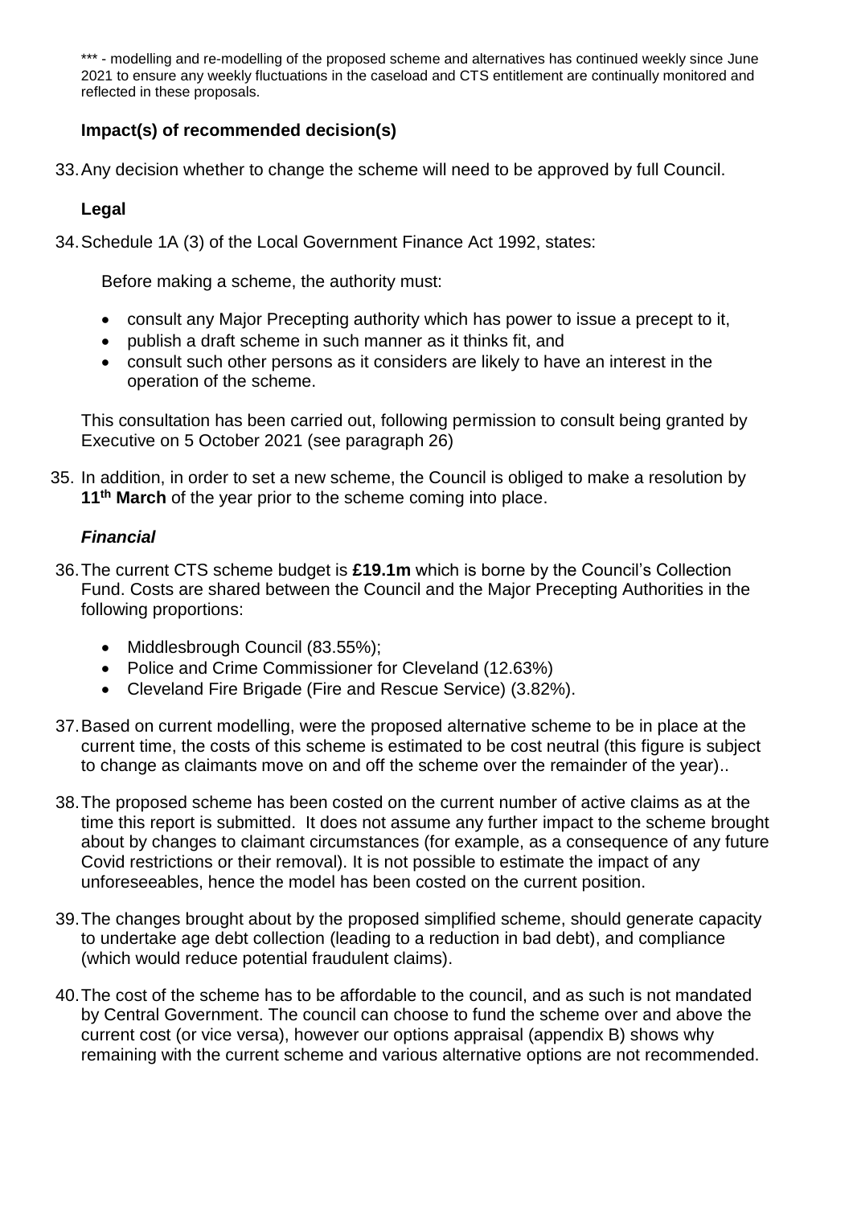*** - modelling and re-modelling of the proposed scheme and alternatives has continued weekly since June 2021 to ensure any weekly fluctuations in the caseload and CTS entitlement are continually monitored and reflected in these proposals.

**Impact(s) of recommended decision(s)**

33. Any decision whether to change the scheme will need to be approved by full Council.

**Legal**

34. Schedule 1A (3) of the Local Government Finance Act 1992, states:

    Before making a scheme, the authority must:

    - consult any Major Precepting authority which has power to issue a precept to it,
    - publish a draft scheme in such manner as it thinks fit, and
    - consult such other persons as it considers are likely to have an interest in the operation of the scheme.

    This consultation has been carried out, following permission to consult being granted by Executive on 5 October 2021 (see paragraph 26)

35. In addition, in order to set a new scheme, the Council is obliged to make a resolution by **11th March** of the year prior to the scheme coming into place.

***Financial***

36. The current CTS scheme budget is **£19.1m** which is borne by the Council's Collection Fund. Costs are shared between the Council and the Major Precepting Authorities in the following proportions:

    - Middlesbrough Council (83.55%);
    - Police and Crime Commissioner for Cleveland (12.63%)
    - Cleveland Fire Brigade (Fire and Rescue Service) (3.82%).

37. Based on current modelling, were the proposed alternative scheme to be in place at the current time, the costs of this scheme is estimated to be cost neutral (this figure is subject to change as claimants move on and off the scheme over the remainder of the year)..

38. The proposed scheme has been costed on the current number of active claims as at the time this report is submitted. It does not assume any further impact to the scheme brought about by changes to claimant circumstances (for example, as a consequence of any future Covid restrictions or their removal). It is not possible to estimate the impact of any unforeseeables, hence the model has been costed on the current position.

39. The changes brought about by the proposed simplified scheme, should generate capacity to undertake age debt collection (leading to a reduction in bad debt), and compliance (which would reduce potential fraudulent claims).

40. The cost of the scheme has to be affordable to the council, and as such is not mandated by Central Government. The council can choose to fund the scheme over and above the current cost (or vice versa), however our options appraisal (appendix B) shows why remaining with the current scheme and various alternative options are not recommended.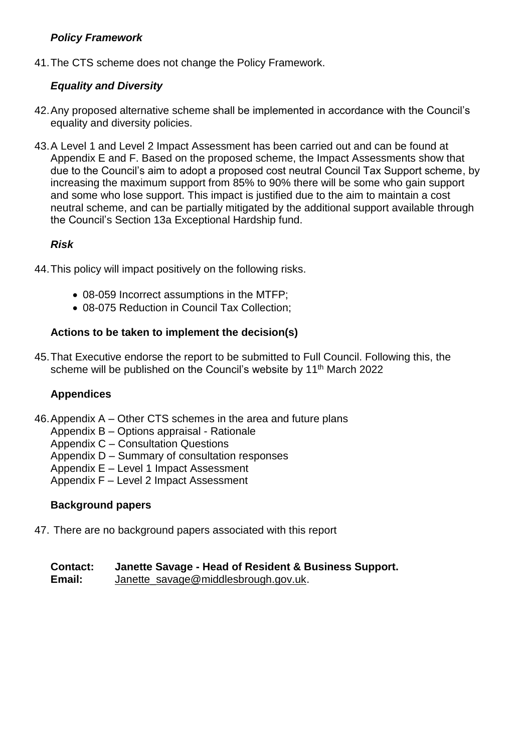### *Policy Framework*

41. The CTS scheme does not change the Policy Framework.

### *Equality and Diversity*

42. Any proposed alternative scheme shall be implemented in accordance with the Council's equality and diversity policies.

43. A Level 1 and Level 2 Impact Assessment has been carried out and can be found at Appendix E and F. Based on the proposed scheme, the Impact Assessments show that due to the Council's aim to adopt a proposed cost neutral Council Tax Support scheme, by increasing the maximum support from 85% to 90% there will be some who gain support and some who lose support. This impact is justified due to the aim to maintain a cost neutral scheme, and can be partially mitigated by the additional support available through the Council's Section 13a Exceptional Hardship fund.

### *Risk*

44. This policy will impact positively on the following risks.

- 08-059 Incorrect assumptions in the MTFP;
- 08-075 Reduction in Council Tax Collection;

### Actions to be taken to implement the decision(s)

45. That Executive endorse the report to be submitted to Full Council. Following this, the scheme will be published on the Council's website by 11th March 2022

### Appendices

46. Appendix A – Other CTS schemes in the area and future plans
    Appendix B – Options appraisal - Rationale
    Appendix C – Consultation Questions
    Appendix D – Summary of consultation responses
    Appendix E – Level 1 Impact Assessment
    Appendix F – Level 2 Impact Assessment

### Background papers

47. There are no background papers associated with this report

**Contact:** **Janette Savage - Head of Resident & Business Support.**
**Email:** Janette_savage@middlesbrough.gov.uk.